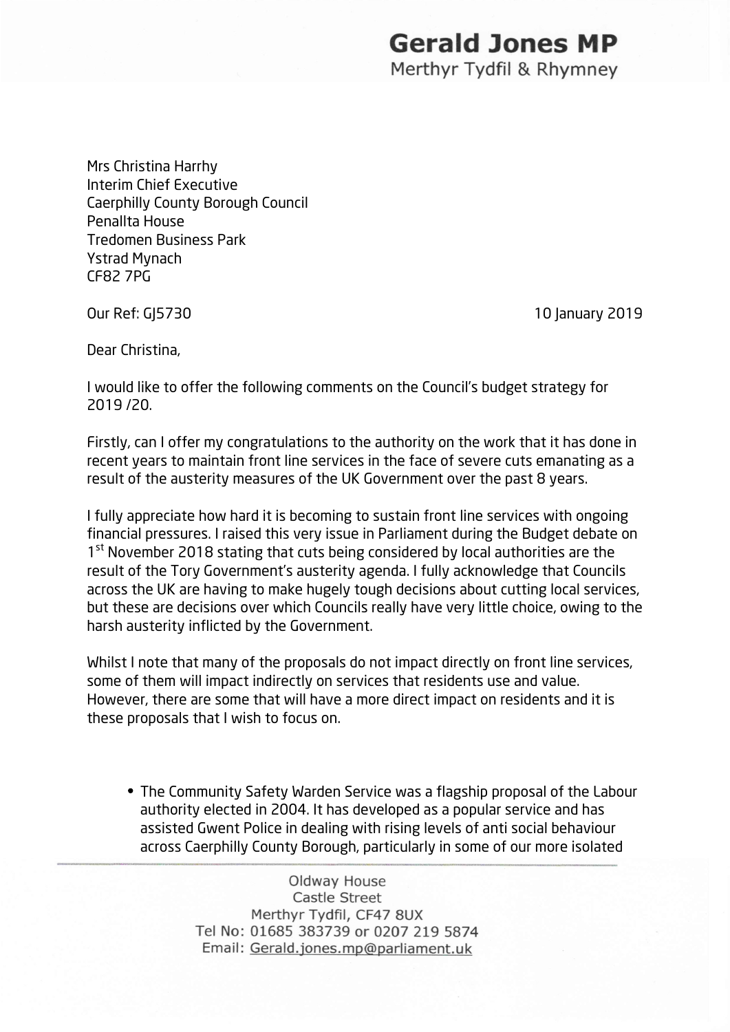**Gerald Jones MP**
Merthyr Tydfil & Rhymney

Mrs Christina Harrhy
Interim Chief Executive
Caerphilly County Borough Council
Penallta House
Tredomen Business Park
Ystrad Mynach
CF82 7PG

Our Ref: GJ5730

10 January 2019

Dear Christina,

I would like to offer the following comments on the Council's budget strategy for 2019 /20.

Firstly, can I offer my congratulations to the authority on the work that it has done in recent years to maintain front line services in the face of severe cuts emanating as a result of the austerity measures of the UK Government over the past 8 years.

I fully appreciate how hard it is becoming to sustain front line services with ongoing financial pressures. I raised this very issue in Parliament during the Budget debate on 1st November 2018 stating that cuts being considered by local authorities are the result of the Tory Government's austerity agenda. I fully acknowledge that Councils across the UK are having to make hugely tough decisions about cutting local services, but these are decisions over which Councils really have very little choice, owing to the harsh austerity inflicted by the Government.

Whilst I note that many of the proposals do not impact directly on front line services, some of them will impact indirectly on services that residents use and value. However, there are some that will have a more direct impact on residents and it is these proposals that I wish to focus on.

- The Community Safety Warden Service was a flagship proposal of the Labour authority elected in 2004. It has developed as a popular service and has assisted Gwent Police in dealing with rising levels of anti social behaviour across Caerphilly County Borough, particularly in some of our more isolated

Oldway House
Castle Street
Merthyr Tydfil, CF47 8UX
Tel No: 01685 383739 or 0207 219 5874
Email: Gerald.jones.mp@parliament.uk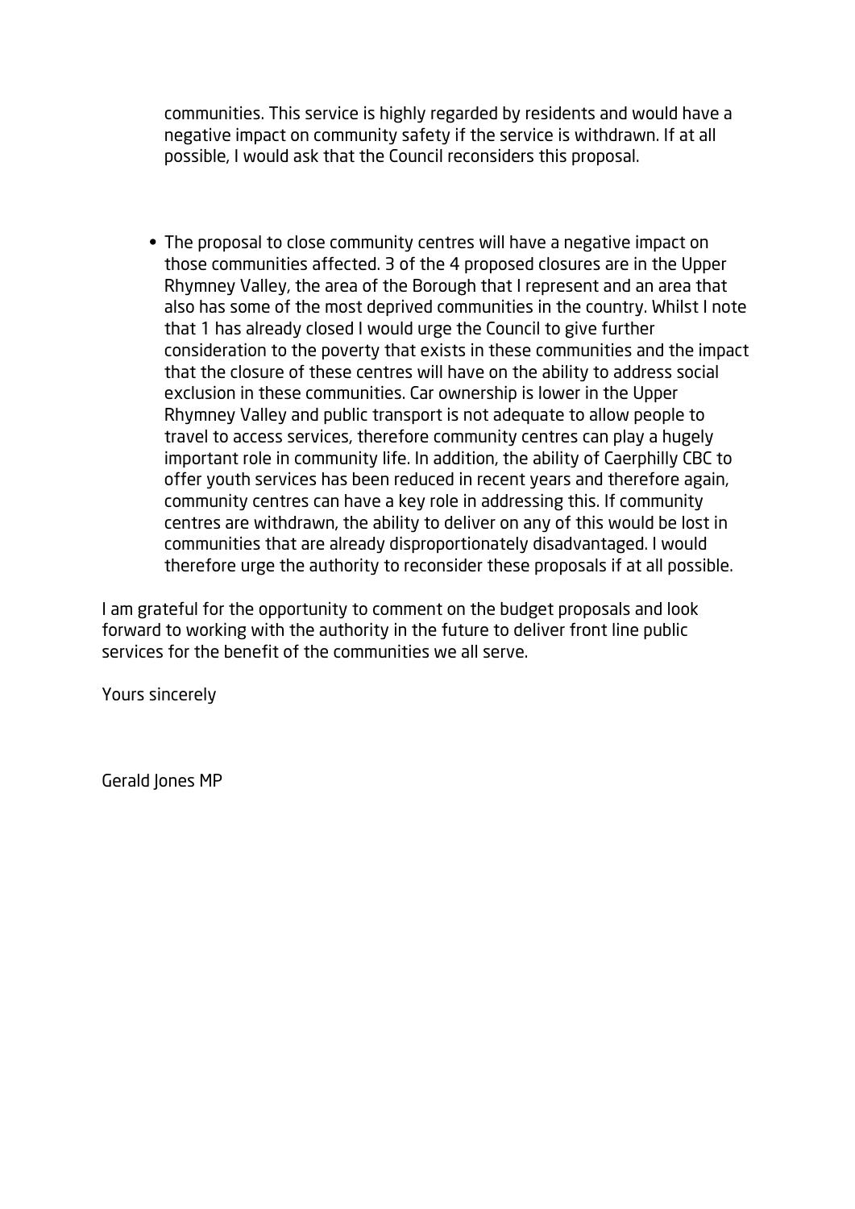communities. This service is highly regarded by residents and would have a negative impact on community safety if the service is withdrawn. If at all possible, I would ask that the Council reconsiders this proposal.

- The proposal to close community centres will have a negative impact on those communities affected. 3 of the 4 proposed closures are in the Upper Rhymney Valley, the area of the Borough that I represent and an area that also has some of the most deprived communities in the country. Whilst I note that 1 has already closed I would urge the Council to give further consideration to the poverty that exists in these communities and the impact that the closure of these centres will have on the ability to address social exclusion in these communities. Car ownership is lower in the Upper Rhymney Valley and public transport is not adequate to allow people to travel to access services, therefore community centres can play a hugely important role in community life. In addition, the ability of Caerphilly CBC to offer youth services has been reduced in recent years and therefore again, community centres can have a key role in addressing this. If community centres are withdrawn, the ability to deliver on any of this would be lost in communities that are already disproportionately disadvantaged. I would therefore urge the authority to reconsider these proposals if at all possible.

I am grateful for the opportunity to comment on the budget proposals and look forward to working with the authority in the future to deliver front line public services for the benefit of the communities we all serve.

Yours sincerely

Gerald Jones MP